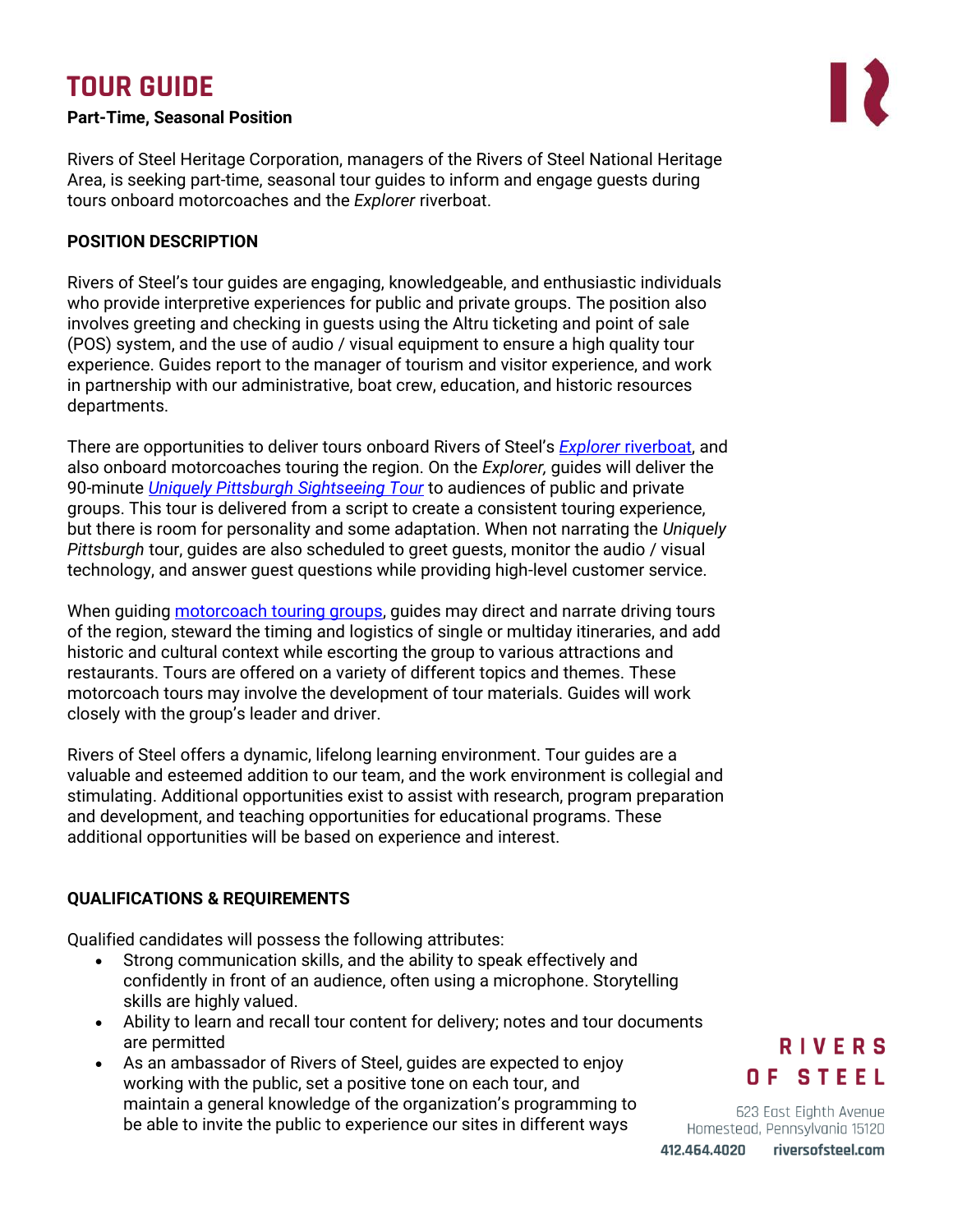# TOUR GUIDE

**Part-Time, Seasonal Position**

Rivers of Steel Heritage Corporation, managers of the Rivers of Steel National Heritage Area, is seeking part-time, seasonal tour guides to inform and engage guests during tours onboard motorcoaches and the *Explorer* riverboat.

## POSITION DESCRIPTION

Rivers of Steel's tour guides are engaging, knowledgeable, and enthusiastic individuals who provide interpretive experiences for public and private groups. The position also involves greeting and checking in guests using the Altru ticketing and point of sale (POS) system, and the use of audio / visual equipment to ensure a high quality tour experience. Guides report to the manager of tourism and visitor experience, and work in partnership with our administrative, boat crew, education, and historic resources departments.

There are opportunities to deliver tours onboard Rivers of Steel's *Explorer* riverboat, and also onboard motorcoaches touring the region. On the *Explorer,* guides will deliver the 90-minute *Uniquely Pittsburgh Sightseeing Tour* to audiences of public and private groups. This tour is delivered from a script to create a consistent touring experience, but there is room for personality and some adaptation. When not narrating the *Uniquely Pittsburgh* tour, guides are also scheduled to greet guests, monitor the audio / visual technology, and answer guest questions while providing high-level customer service.

When guiding motorcoach touring groups, guides may direct and narrate driving tours of the region, steward the timing and logistics of single or multiday itineraries, and add historic and cultural context while escorting the group to various attractions and restaurants. Tours are offered on a variety of different topics and themes. These motorcoach tours may involve the development of tour materials. Guides will work closely with the group's leader and driver.

Rivers of Steel offers a dynamic, lifelong learning environment. Tour guides are a valuable and esteemed addition to our team, and the work environment is collegial and stimulating. Additional opportunities exist to assist with research, program preparation and development, and teaching opportunities for educational programs. These additional opportunities will be based on experience and interest.

## QUALIFICATIONS & REQUIREMENTS

Qualified candidates will possess the following attributes:

- Strong communication skills, and the ability to speak effectively and confidently in front of an audience, often using a microphone. Storytelling skills are highly valued.
- Ability to learn and recall tour content for delivery; notes and tour documents are permitted
- As an ambassador of Rivers of Steel, guides are expected to enjoy working with the public, set a positive tone on each tour, and maintain a general knowledge of the organization's programming to be able to invite the public to experience our sites in different ways

RIVERS OF STEEL

623 East Eighth Avenue
Homestead, Pennsylvania 15120
412.464.4020 riversofsteel.com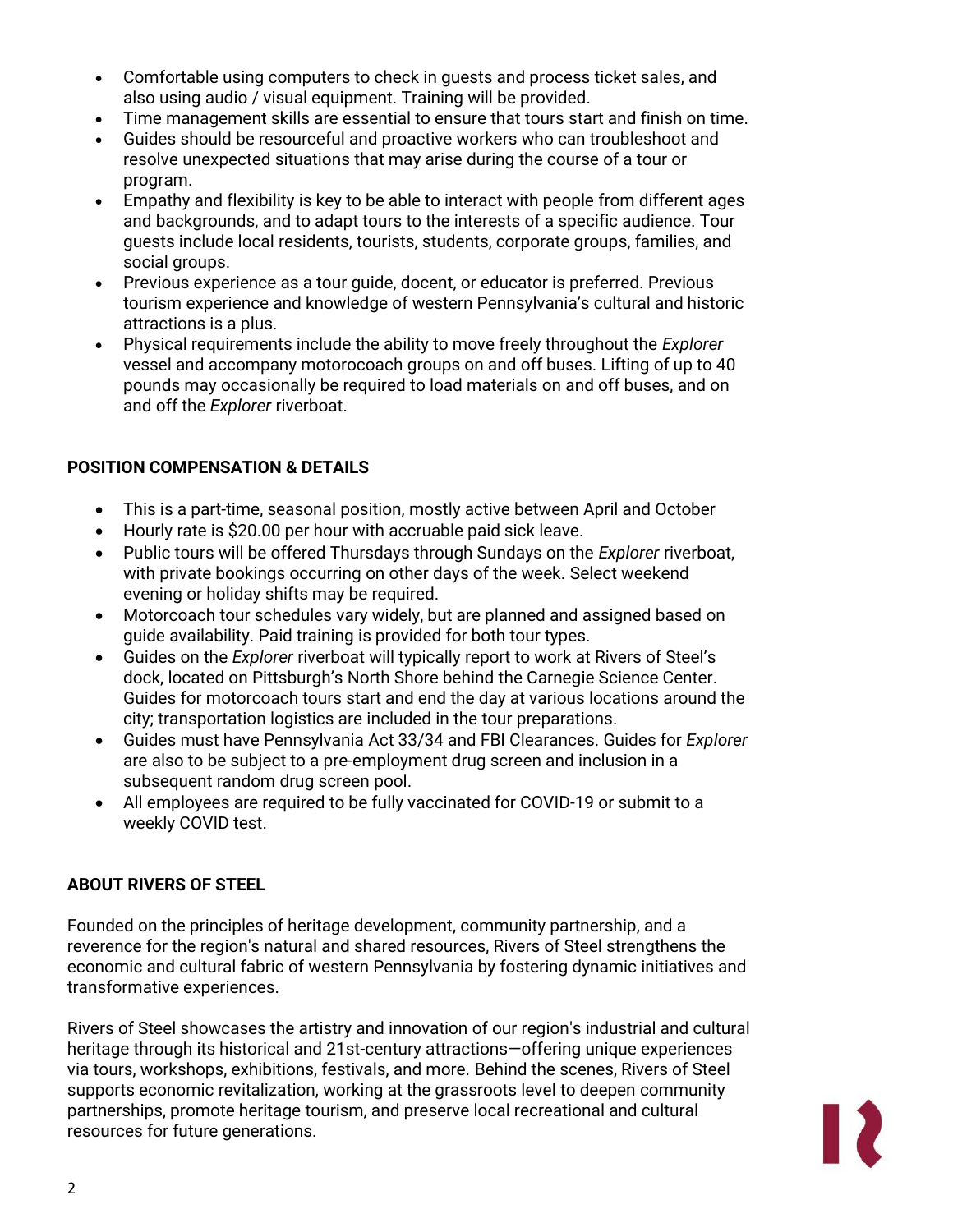- Comfortable using computers to check in guests and process ticket sales, and also using audio / visual equipment. Training will be provided.
- Time management skills are essential to ensure that tours start and finish on time.
- Guides should be resourceful and proactive workers who can troubleshoot and resolve unexpected situations that may arise during the course of a tour or program.
- Empathy and flexibility is key to be able to interact with people from different ages and backgrounds, and to adapt tours to the interests of a specific audience. Tour guests include local residents, tourists, students, corporate groups, families, and social groups.
- Previous experience as a tour guide, docent, or educator is preferred. Previous tourism experience and knowledge of western Pennsylvania's cultural and historic attractions is a plus.
- Physical requirements include the ability to move freely throughout the *Explorer* vessel and accompany motorocoach groups on and off buses. Lifting of up to 40 pounds may occasionally be required to load materials on and off buses, and on and off the *Explorer* riverboat.

**POSITION COMPENSATION & DETAILS**

- This is a part-time, seasonal position, mostly active between April and October
- Hourly rate is $20.00 per hour with accruable paid sick leave.
- Public tours will be offered Thursdays through Sundays on the *Explorer* riverboat, with private bookings occurring on other days of the week. Select weekend evening or holiday shifts may be required.
- Motorcoach tour schedules vary widely, but are planned and assigned based on guide availability. Paid training is provided for both tour types.
- Guides on the *Explorer* riverboat will typically report to work at Rivers of Steel's dock, located on Pittsburgh's North Shore behind the Carnegie Science Center. Guides for motorcoach tours start and end the day at various locations around the city; transportation logistics are included in the tour preparations.
- Guides must have Pennsylvania Act 33/34 and FBI Clearances. Guides for *Explorer* are also to be subject to a pre-employment drug screen and inclusion in a subsequent random drug screen pool.
- All employees are required to be fully vaccinated for COVID-19 or submit to a weekly COVID test.

**ABOUT RIVERS OF STEEL**

Founded on the principles of heritage development, community partnership, and a reverence for the region's natural and shared resources, Rivers of Steel strengthens the economic and cultural fabric of western Pennsylvania by fostering dynamic initiatives and transformative experiences.

Rivers of Steel showcases the artistry and innovation of our region's industrial and cultural heritage through its historical and 21st-century attractions—offering unique experiences via tours, workshops, exhibitions, festivals, and more. Behind the scenes, Rivers of Steel supports economic revitalization, working at the grassroots level to deepen community partnerships, promote heritage tourism, and preserve local recreational and cultural resources for future generations.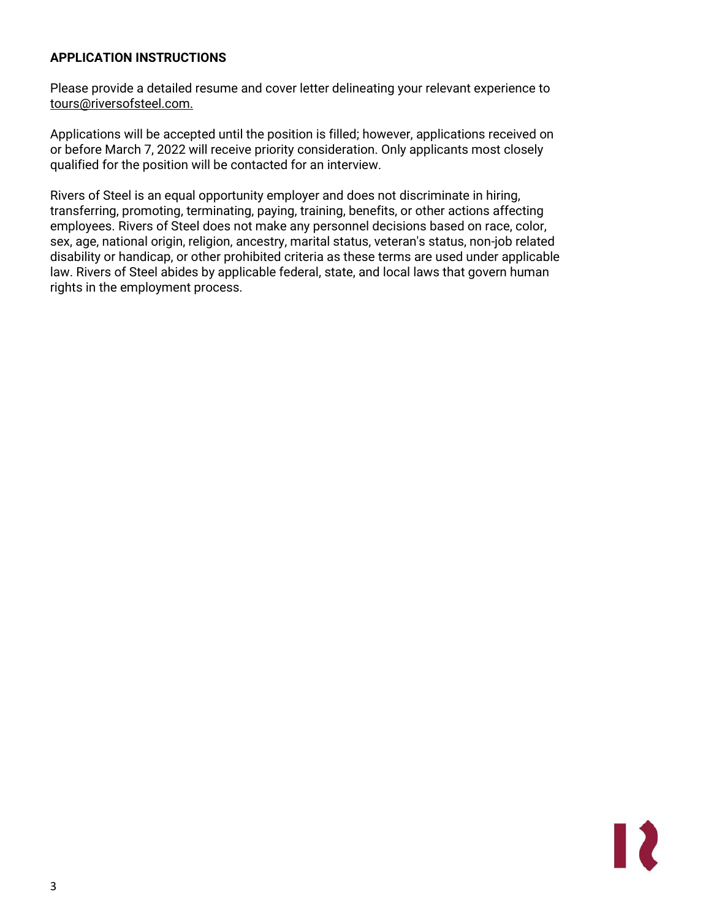**APPLICATION INSTRUCTIONS**

Please provide a detailed resume and cover letter delineating your relevant experience to tours@riversofsteel.com.

Applications will be accepted until the position is filled; however, applications received on or before March 7, 2022 will receive priority consideration. Only applicants most closely qualified for the position will be contacted for an interview.

Rivers of Steel is an equal opportunity employer and does not discriminate in hiring, transferring, promoting, terminating, paying, training, benefits, or other actions affecting employees. Rivers of Steel does not make any personnel decisions based on race, color, sex, age, national origin, religion, ancestry, marital status, veteran's status, non-job related disability or handicap, or other prohibited criteria as these terms are used under applicable law. Rivers of Steel abides by applicable federal, state, and local laws that govern human rights in the employment process.